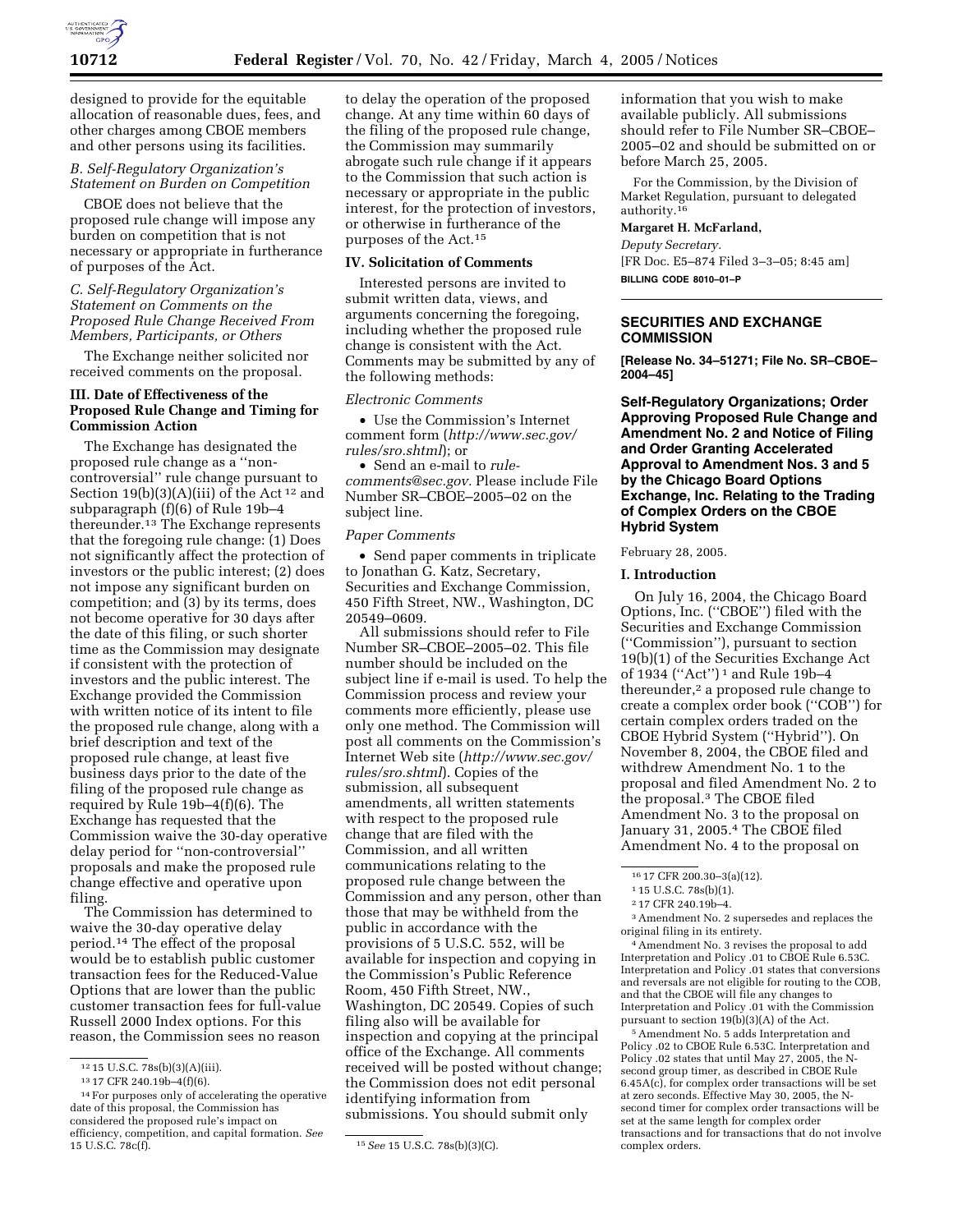designed to provide for the equitable allocation of reasonable dues, fees, and other charges among CBOE members and other persons using its facilities.

### *B. Self-Regulatory Organization's Statement on Burden on Competition*

CBOE does not believe that the proposed rule change will impose any burden on competition that is not necessary or appropriate in furtherance of purposes of the Act.

### *C. Self-Regulatory Organization's Statement on Comments on the Proposed Rule Change Received From Members, Participants, or Others*

The Exchange neither solicited nor received comments on the proposal.

### III. Date of Effectiveness of the Proposed Rule Change and Timing for Commission Action

The Exchange has designated the proposed rule change as a ''non-controversial'' rule change pursuant to Section 19(b)(3)(A)(iii) of the Act [12] and subparagraph (f)(6) of Rule 19b–4 thereunder.[13] The Exchange represents that the foregoing rule change: (1) Does not significantly affect the protection of investors or the public interest; (2) does not impose any significant burden on competition; and (3) by its terms, does not become operative for 30 days after the date of this filing, or such shorter time as the Commission may designate if consistent with the protection of investors and the public interest. The Exchange provided the Commission with written notice of its intent to file the proposed rule change, along with a brief description and text of the proposed rule change, at least five business days prior to the date of the filing of the proposed rule change as required by Rule 19b–4(f)(6). The Exchange has requested that the Commission waive the 30-day operative delay period for ''non-controversial'' proposals and make the proposed rule change effective and operative upon filing.

The Commission has determined to waive the 30-day operative delay period.[14] The effect of the proposal would be to establish public customer transaction fees for the Reduced-Value Options that are lower than the public customer transaction fees for full-value Russell 2000 Index options. For this reason, the Commission sees no reason to delay the operation of the proposed change. At any time within 60 days of the filing of the proposed rule change, the Commission may summarily abrogate such rule change if it appears to the Commission that such action is necessary or appropriate in the public interest, for the protection of investors, or otherwise in furtherance of the purposes of the Act.[15]

### IV. Solicitation of Comments

Interested persons are invited to submit written data, views, and arguments concerning the foregoing, including whether the proposed rule change is consistent with the Act. Comments may be submitted by any of the following methods:

*Electronic Comments*

- Use the Commission's Internet comment form (*http://www.sec.gov/rules/sro.shtml*); or
- Send an e-mail to *rule-comments@sec.gov.* Please include File Number SR–CBOE–2005–02 on the subject line.

*Paper Comments*

- Send paper comments in triplicate to Jonathan G. Katz, Secretary, Securities and Exchange Commission, 450 Fifth Street, NW., Washington, DC 20549–0609.

All submissions should refer to File Number SR–CBOE–2005–02. This file number should be included on the subject line if e-mail is used. To help the Commission process and review your comments more efficiently, please use only one method. The Commission will post all comments on the Commission's Internet Web site (*http://www.sec.gov/rules/sro.shtml*). Copies of the submission, all subsequent amendments, all written statements with respect to the proposed rule change that are filed with the Commission, and all written communications relating to the proposed rule change between the Commission and any person, other than those that may be withheld from the public in accordance with the provisions of 5 U.S.C. 552, will be available for inspection and copying in the Commission's Public Reference Room, 450 Fifth Street, NW., Washington, DC 20549. Copies of such filing also will be available for inspection and copying at the principal office of the Exchange. All comments received will be posted without change; the Commission does not edit personal identifying information from submissions. You should submit only information that you wish to make available publicly. All submissions should refer to File Number SR–CBOE–2005–02 and should be submitted on or before March 25, 2005.

For the Commission, by the Division of Market Regulation, pursuant to delegated authority.[16]

**Margaret H. McFarland,**

*Deputy Secretary.*

[FR Doc. E5–874 Filed 3–3–05; 8:45 am]

**BILLING CODE 8010–01–P**

---

## SECURITIES AND EXCHANGE COMMISSION

**[Release No. 34–51271; File No. SR–CBOE–2004–45]**

## Self-Regulatory Organizations; Order Approving Proposed Rule Change and Amendment No. 2 and Notice of Filing and Order Granting Accelerated Approval to Amendment Nos. 3 and 5 by the Chicago Board Options Exchange, Inc. Relating to the Trading of Complex Orders on the CBOE Hybrid System

February 28, 2005.

### I. Introduction

On July 16, 2004, the Chicago Board Options, Inc. (''CBOE'') filed with the Securities and Exchange Commission (''Commission''), pursuant to section 19(b)(1) of the Securities Exchange Act of 1934 (''Act'') [1] and Rule 19b–4 thereunder,[2] a proposed rule change to create a complex order book (''COB'') for certain complex orders traded on the CBOE Hybrid System (''Hybrid''). On November 8, 2004, the CBOE filed and withdrew Amendment No. 1 to the proposal and filed Amendment No. 2 to the proposal.[3] The CBOE filed Amendment No. 3 to the proposal on January 31, 2005.[4] The CBOE filed Amendment No. 4 to the proposal on

---

[12] 15 U.S.C. 78s(b)(3)(A)(iii).

[13] 17 CFR 240.19b–4(f)(6).

[14] For purposes only of accelerating the operative date of this proposal, the Commission has considered the proposed rule's impact on efficiency, competition, and capital formation. *See* 15 U.S.C. 78c(f).

[15] *See* 15 U.S.C. 78s(b)(3)(C).

[16] 17 CFR 200.30–3(a)(12).

[1] 15 U.S.C. 78s(b)(1).

[2] 17 CFR 240.19b–4.

[3] Amendment No. 2 supersedes and replaces the original filing in its entirety.

[4] Amendment No. 3 revises the proposal to add Interpretation and Policy .01 to CBOE Rule 6.53C. Interpretation and Policy .01 states that conversions and reversals are not eligible for routing to the COB, and that the CBOE will file any changes to Interpretation and Policy .01 with the Commission pursuant to section 19(b)(3)(A) of the Act.

[5] Amendment No. 5 adds Interpretation and Policy .02 to CBOE Rule 6.53C. Interpretation and Policy .02 states that until May 27, 2005, the N-second group timer, as described in CBOE Rule 6.45A(c), for complex order transactions will be set at zero seconds. Effective May 30, 2005, the N-second timer for complex order transactions will be set at the same length for complex order transactions and for transactions that do not involve complex orders.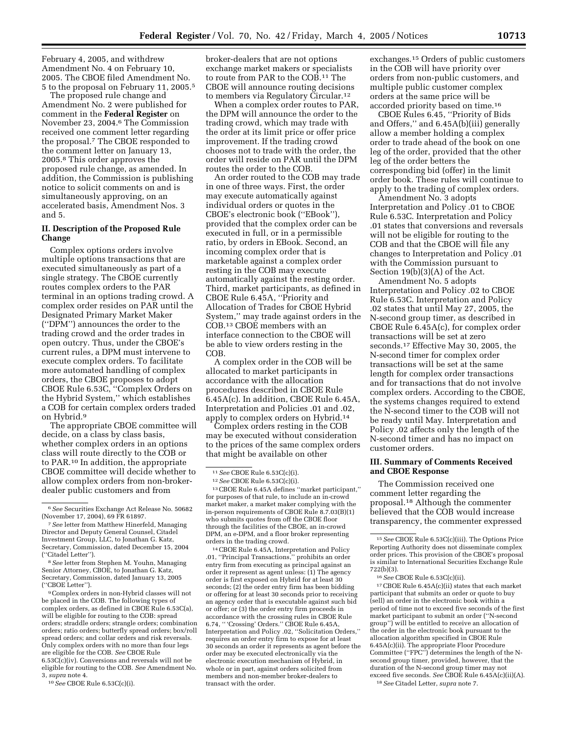February 4, 2005, and withdrew Amendment No. 4 on February 10, 2005. The CBOE filed Amendment No. 5 to the proposal on February 11, 2005.[5]

The proposed rule change and Amendment No. 2 were published for comment in the **Federal Register** on November 23, 2004.[6] The Commission received one comment letter regarding the proposal.[7] The CBOE responded to the comment letter on January 13, 2005.[8] This order approves the proposed rule change, as amended. In addition, the Commission is publishing notice to solicit comments on and is simultaneously approving, on an accelerated basis, Amendment Nos. 3 and 5.

## II. Description of the Proposed Rule Change

Complex options orders involve multiple options transactions that are executed simultaneously as part of a single strategy. The CBOE currently routes complex orders to the PAR terminal in an options trading crowd. A complex order resides on PAR until the Designated Primary Market Maker (''DPM'') announces the order to the trading crowd and the order trades in open outcry. Thus, under the CBOE's current rules, a DPM must intervene to execute complex orders. To facilitate more automated handling of complex orders, the CBOE proposes to adopt CBOE Rule 6.53C, ''Complex Orders on the Hybrid System,'' which establishes a COB for certain complex orders traded on Hybrid.[9]

The appropriate CBOE committee will decide, on a class by class basis, whether complex orders in an options class will route directly to the COB or to PAR.[10] In addition, the appropriate CBOE committee will decide whether to allow complex orders from non-broker-dealer public customers and from broker-dealers that are not options exchange market makers or specialists to route from PAR to the COB.[11] The CBOE will announce routing decisions to members via Regulatory Circular.[12]

When a complex order routes to PAR, the DPM will announce the order to the trading crowd, which may trade with the order at its limit price or offer price improvement. If the trading crowd chooses not to trade with the order, the order will reside on PAR until the DPM routes the order to the COB.

An order routed to the COB may trade in one of three ways. First, the order may execute automatically against individual orders or quotes in the CBOE's electronic book (''EBook''), provided that the complex order can be executed in full, or in a permissible ratio, by orders in EBook. Second, an incoming complex order that is marketable against a complex order resting in the COB may execute automatically against the resting order. Third, market participants, as defined in CBOE Rule 6.45A, ''Priority and Allocation of Trades for CBOE Hybrid System,'' may trade against orders in the COB.[13] CBOE members with an interface connection to the CBOE will be able to view orders resting in the COB.

A complex order in the COB will be allocated to market participants in accordance with the allocation procedures described in CBOE Rule 6.45A(c). In addition, CBOE Rule 6.45A, Interpretation and Policies .01 and .02, apply to complex orders on Hybrid.[14]

Complex orders resting in the COB may be executed without consideration to the prices of the same complex orders that might be available on other exchanges.[15] Orders of public customers in the COB will have priority over orders from non-public customers, and multiple public customer complex orders at the same price will be accorded priority based on time.[16]

CBOE Rules 6.45, ''Priority of Bids and Offers,'' and 6.45A(b)(iii) generally allow a member holding a complex order to trade ahead of the book on one leg of the order, provided that the other leg of the order betters the corresponding bid (offer) in the limit order book. These rules will continue to apply to the trading of complex orders.

Amendment No. 3 adopts Interpretation and Policy .01 to CBOE Rule 6.53C. Interpretation and Policy .01 states that conversions and reversals will not be eligible for routing to the COB and that the CBOE will file any changes to Interpretation and Policy .01 with the Commission pursuant to Section 19(b)(3)(A) of the Act.

Amendment No. 5 adopts Interpretation and Policy .02 to CBOE Rule 6.53C. Interpretation and Policy .02 states that until May 27, 2005, the N-second group timer, as described in CBOE Rule 6.45A(c), for complex order transactions will be set at zero seconds.[17] Effective May 30, 2005, the N-second timer for complex order transactions will be set at the same length for complex order transactions and for transactions that do not involve complex orders. According to the CBOE, the systems changes required to extend the N-second timer to the COB will not be ready until May. Interpretation and Policy .02 affects only the length of the N-second timer and has no impact on customer orders.

## III. Summary of Comments Received and CBOE Response

The Commission received one comment letter regarding the proposal.[18] Although the commenter believed that the COB would increase transparency, the commenter expressed

---

[6] *See* Securities Exchange Act Release No. 50682 (November 17, 2004), 69 FR 61897.

[7] *See* letter from Matthew Hinerfeld, Managing Director and Deputy General Counsel, Citadel Investment Group, LLC, to Jonathan G. Katz, Secretary, Commission, dated December 15, 2004 (''Citadel Letter'').

[8] *See* letter from Stephen M. Youhn, Managing Senior Attorney, CBOE, to Jonathan G. Katz, Secretary, Commission, dated January 13, 2005 (''CBOE Letter'').

[9] Complex orders in non-Hybrid classes will not be placed in the COB. The following types of complex orders, as defined in CBOE Rule 6.53C(a), will be eligible for routing to the COB: spread orders; straddle orders; strangle orders; combination orders; ratio orders; butterfly spread orders; box/roll spread orders; and collar orders and risk reversals. Only complex orders with no more than four legs are eligible for the COB. *See* CBOE Rule 6.53C(c)(iv). Conversions and reversals will not be eligible for routing to the COB. *See* Amendment No. 3, *supra* note 4.

[10] *See* CBOE Rule 6.53C(c)(i).

[11] *See* CBOE Rule 6.53C(c)(i).

[12] *See* CBOE Rule 6.53C(c)(i).

[13] CBOE Rule 6.45A defines ''market participant,'' for purposes of that rule, to include an in-crowd market maker, a market maker complying with the in-person requirements of CBOE Rule 8.7.03(B)(1) who submits quotes from off the CBOE floor through the facilities of the CBOE, an in-crowd DPM, an e-DPM, and a floor broker representing orders in the trading crowd.

[14] CBOE Rule 6.45A, Interpretation and Policy .01, ''Principal Transactions,'' prohibits an order entry firm from executing as principal against an order it represent as agent unless: (1) The agency order is first exposed on Hybrid for at least 30 seconds; (2) the order entry firm has been bidding or offering for at least 30 seconds prior to receiving an agency order that is executable against such bid or offer; or (3) the order entry firm proceeds in accordance with the crossing rules in CBOE Rule 6.74, '' 'Crossing' Orders.'' CBOE Rule 6.45A, Interpretation and Policy .02, ''Solicitation Orders,'' requires an order entry firm to expose for at least 30 seconds an order it represents as agent before the order may be executed electronically via the electronic execution mechanism of Hybrid, in whole or in part, against orders solicited from members and non-member broker-dealers to transact with the order.

[15] *See* CBOE Rule 6.53C(c)(iii). The Options Price Reporting Authority does not disseminate complex order prices. This provision of the CBOE's proposal is similar to International Securities Exchange Rule 722(b)(3).

[16] *See* CBOE Rule 6.53C(c)(ii).

[17] CBOE Rule 6.45A(c)(ii) states that each market participant that submits an order or quote to buy (sell) an order in the electronic book within a period of time not to exceed five seconds of the first market participant to submit an order (''N-second group'') will be entitled to receive an allocation of the order in the electronic book pursuant to the allocation algorithm specified in CBOE Rule 6.45A(c)(ii). The appropriate Floor Procedure Committee (''FPC'') determines the length of the N-second group timer, provided, however, that the duration of the N-second group timer may not exceed five seconds. *See* CBOE Rule 6.45A(c)(ii)(A).

[18] *See* Citadel Letter, *supra* note 7.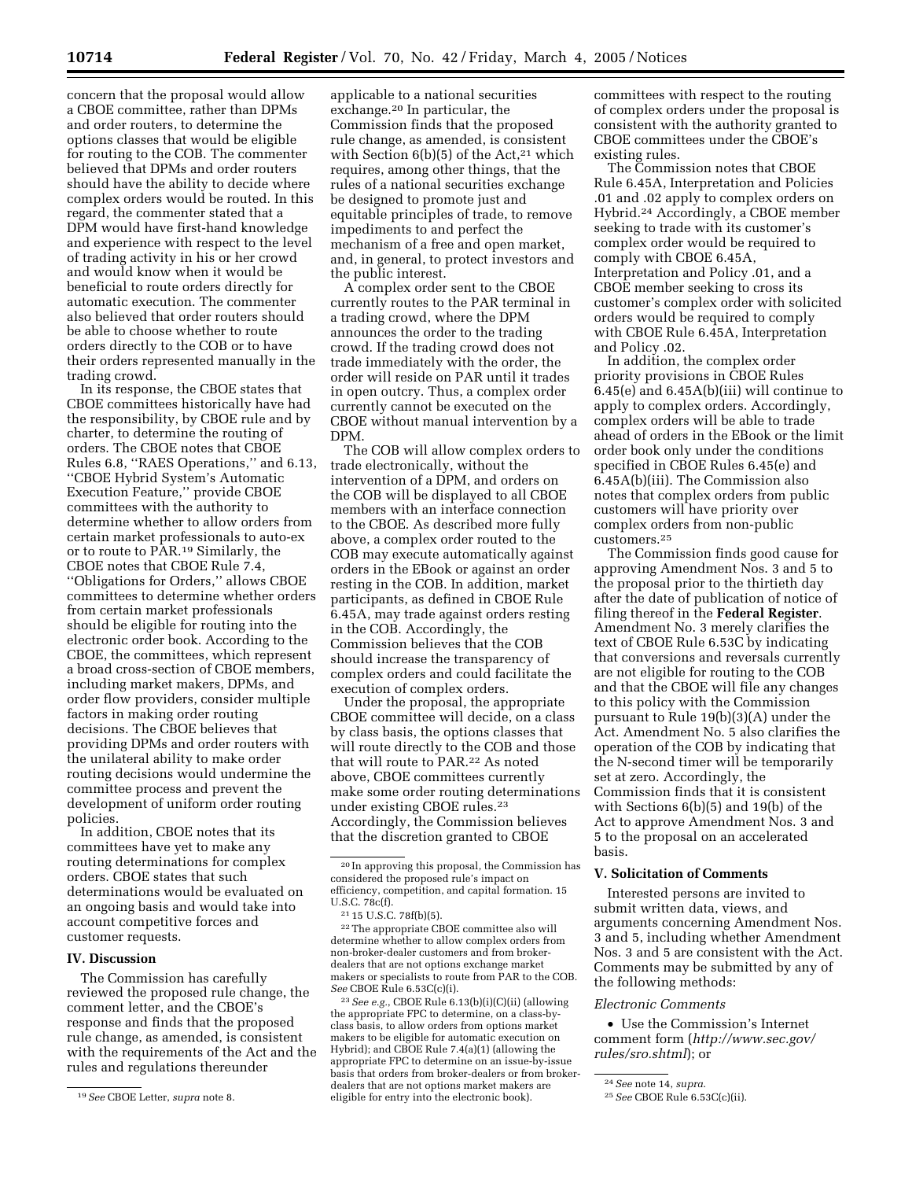concern that the proposal would allow a CBOE committee, rather than DPMs and order routers, to determine the options classes that would be eligible for routing to the COB. The commenter believed that DPMs and order routers should have the ability to decide where complex orders would be routed. In this regard, the commenter stated that a DPM would have first-hand knowledge and experience with respect to the level of trading activity in his or her crowd and would know when it would be beneficial to route orders directly for automatic execution. The commenter also believed that order routers should be able to choose whether to route orders directly to the COB or to have their orders represented manually in the trading crowd.

In its response, the CBOE states that CBOE committees historically have had the responsibility, by CBOE rule and by charter, to determine the routing of orders. The CBOE notes that CBOE Rules 6.8, ''RAES Operations,'' and 6.13, ''CBOE Hybrid System's Automatic Execution Feature,'' provide CBOE committees with the authority to determine whether to allow orders from certain market professionals to auto-ex or to route to PAR.[19] Similarly, the CBOE notes that CBOE Rule 7.4, ''Obligations for Orders,'' allows CBOE committees to determine whether orders from certain market professionals should be eligible for routing into the electronic order book. According to the CBOE, the committees, which represent a broad cross-section of CBOE members, including market makers, DPMs, and order flow providers, consider multiple factors in making order routing decisions. The CBOE believes that providing DPMs and order routers with the unilateral ability to make order routing decisions would undermine the committee process and prevent the development of uniform order routing policies.

In addition, CBOE notes that its committees have yet to make any routing determinations for complex orders. CBOE states that such determinations would be evaluated on an ongoing basis and would take into account competitive forces and customer requests.

## IV. Discussion

The Commission has carefully reviewed the proposed rule change, the comment letter, and the CBOE's response and finds that the proposed rule change, as amended, is consistent with the requirements of the Act and the rules and regulations thereunder applicable to a national securities exchange.[20] In particular, the Commission finds that the proposed rule change, as amended, is consistent with Section 6(b)(5) of the Act,[21] which requires, among other things, that the rules of a national securities exchange be designed to promote just and equitable principles of trade, to remove impediments to and perfect the mechanism of a free and open market, and, in general, to protect investors and the public interest.

A complex order sent to the CBOE currently routes to the PAR terminal in a trading crowd, where the DPM announces the order to the trading crowd. If the trading crowd does not trade immediately with the order, the order will reside on PAR until it trades in open outcry. Thus, a complex order currently cannot be executed on the CBOE without manual intervention by a DPM.

The COB will allow complex orders to trade electronically, without the intervention of a DPM, and orders on the COB will be displayed to all CBOE members with an interface connection to the CBOE. As described more fully above, a complex order routed to the COB may execute automatically against orders in the EBook or against an order resting in the COB. In addition, market participants, as defined in CBOE Rule 6.45A, may trade against orders resting in the COB. Accordingly, the Commission believes that the COB should increase the transparency of complex orders and could facilitate the execution of complex orders.

Under the proposal, the appropriate CBOE committee will decide, on a class by class basis, the options classes that will route directly to the COB and those that will route to PAR.[22] As noted above, CBOE committees currently make some order routing determinations under existing CBOE rules.[23] Accordingly, the Commission believes that the discretion granted to CBOE committees with respect to the routing of complex orders under the proposal is consistent with the authority granted to CBOE committees under the CBOE's existing rules.

The Commission notes that CBOE Rule 6.45A, Interpretation and Policies .01 and .02 apply to complex orders on Hybrid.[24] Accordingly, a CBOE member seeking to trade with its customer's complex order would be required to comply with CBOE 6.45A, Interpretation and Policy .01, and a CBOE member seeking to cross its customer's complex order with solicited orders would be required to comply with CBOE Rule 6.45A, Interpretation and Policy .02.

In addition, the complex order priority provisions in CBOE Rules 6.45(e) and 6.45A(b)(iii) will continue to apply to complex orders. Accordingly, complex orders will be able to trade ahead of orders in the EBook or the limit order book only under the conditions specified in CBOE Rules 6.45(e) and 6.45A(b)(iii). The Commission also notes that complex orders from public customers will have priority over complex orders from non-public customers.[25]

The Commission finds good cause for approving Amendment Nos. 3 and 5 to the proposal prior to the thirtieth day after the date of publication of notice of filing thereof in the **Federal Register**. Amendment No. 3 merely clarifies the text of CBOE Rule 6.53C by indicating that conversions and reversals currently are not eligible for routing to the COB and that the CBOE will file any changes to this policy with the Commission pursuant to Rule 19(b)(3)(A) under the Act. Amendment No. 5 also clarifies the operation of the COB by indicating that the N-second timer will be temporarily set at zero. Accordingly, the Commission finds that it is consistent with Sections 6(b)(5) and 19(b) of the Act to approve Amendment Nos. 3 and 5 to the proposal on an accelerated basis.

## V. Solicitation of Comments

Interested persons are invited to submit written data, views, and arguments concerning Amendment Nos. 3 and 5, including whether Amendment Nos. 3 and 5 are consistent with the Act. Comments may be submitted by any of the following methods:

*Electronic Comments*

- Use the Commission's Internet comment form (*http://www.sec.gov/rules/sro.shtml*); or

---

[19] *See* CBOE Letter, *supra* note 8.

[20] In approving this proposal, the Commission has considered the proposed rule's impact on efficiency, competition, and capital formation. 15 U.S.C. 78c(f).

[21] 15 U.S.C. 78f(b)(5).

[22] The appropriate CBOE committee also will determine whether to allow complex orders from non-broker-dealer customers and from broker-dealers that are not options exchange market makers or specialists to route from PAR to the COB. *See* CBOE Rule 6.53C(c)(i).

[23] *See e.g.*, CBOE Rule 6.13(b)(i)(C)(ii) (allowing the appropriate FPC to determine, on a class-by-class basis, to allow orders from options market makers to be eligible for automatic execution on Hybrid); and CBOE Rule 7.4(a)(1) (allowing the appropriate FPC to determine on an issue-by-issue basis that orders from broker-dealers or from broker-dealers that are not options market makers are eligible for entry into the electronic book).

[24] *See* note 14, *supra*.

[25] *See* CBOE Rule 6.53C(c)(ii).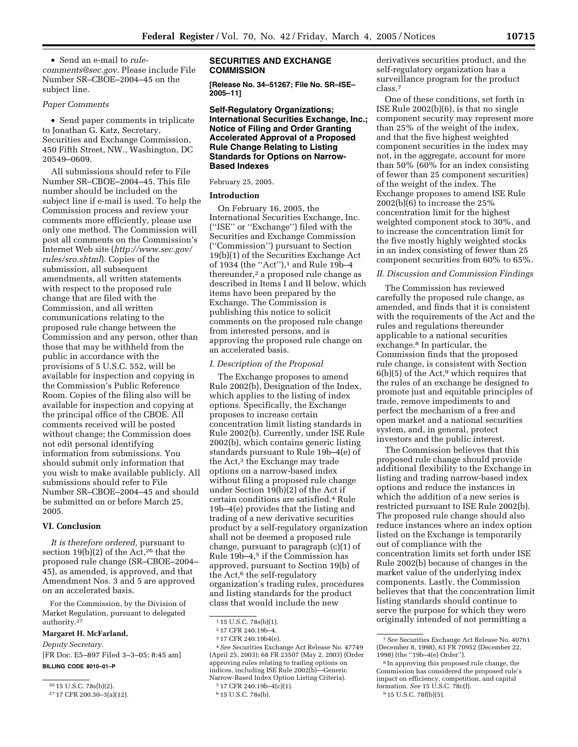• Send an e-mail to *rule-comments@sec.gov*. Please include File Number SR–CBOE–2004–45 on the subject line.

*Paper Comments*

• Send paper comments in triplicate to Jonathan G. Katz, Secretary, Securities and Exchange Commission, 450 Fifth Street, NW., Washington, DC 20549–0609.

All submissions should refer to File Number SR–CBOE–2004–45. This file number should be included on the subject line if e-mail is used. To help the Commission process and review your comments more efficiently, please use only one method. The Commission will post all comments on the Commission's Internet Web site (*http://www.sec.gov/rules/sro.shtml*). Copies of the submission, all subsequent amendments, all written statements with respect to the proposed rule change that are filed with the Commission, and all written communications relating to the proposed rule change between the Commission and any person, other than those that may be withheld from the public in accordance with the provisions of 5 U.S.C. 552, will be available for inspection and copying in the Commission's Public Reference Room. Copies of the filing also will be available for inspection and copying at the principal office of the CBOE. All comments received will be posted without change; the Commission does not edit personal identifying information from submissions. You should submit only information that you wish to make available publicly. All submissions should refer to File Number SR–CBOE–2004–45 and should be submitted on or before March 25, 2005.

## VI. Conclusion

*It is therefore ordered,* pursuant to section 19(b)(2) of the Act,[26] that the proposed rule change (SR–CBOE–2004–45), as amended, is approved, and that Amendment Nos. 3 and 5 are approved on an accelerated basis.

For the Commission, by the Division of Market Regulation, pursuant to delegated authority.[27]

**Margaret H. McFarland,**

*Deputy Secretary.*

[FR Doc. E5–897 Filed 3–3–05; 8:45 am]

**BILLING CODE 8010–01–P**

[26] 15 U.S.C. 78s(b)(2).

[27] 17 CFR 200.30–3(a)(12).

## SECURITIES AND EXCHANGE COMMISSION

**[Release No. 34–51267; File No. SR–ISE–2005–11]**

## Self-Regulatory Organizations; International Securities Exchange, Inc.; Notice of Filing and Order Granting Accelerated Approval of a Proposed Rule Change Relating to Listing Standards for Options on Narrow-Based Indexes

February 25, 2005.

### Introduction

On February 16, 2005, the International Securities Exchange, Inc. (''ISE'' or ''Exchange'') filed with the Securities and Exchange Commission (''Commission'') pursuant to Section 19(b)(1) of the Securities Exchange Act of 1934 (the ''Act''),[1] and Rule 19b–4 thereunder,[2] a proposed rule change as described in Items I and II below, which items have been prepared by the Exchange. The Commission is publishing this notice to solicit comments on the proposed rule change from interested persons, and is approving the proposed rule change on an accelerated basis.

### *I. Description of the Proposal*

The Exchange proposes to amend Rule 2002(b), Designation of the Index, which applies to the listing of index options. Specifically, the Exchange proposes to increase certain concentration limit listing standards in Rule 2002(b). Currently, under ISE Rule 2002(b), which contains generic listing standards pursuant to Rule 19b–4(e) of the Act,[3] the Exchange may trade options on a narrow-based index without filing a proposed rule change under Section 19(b)(2) of the Act if certain conditions are satisfied.[4] Rule 19b–4(e) provides that the listing and trading of a new derivative securities product by a self-regulatory organization shall not be deemed a proposed rule change, pursuant to paragraph (c)(1) of Rule 19b–4,[5] if the Commission has approved, pursuant to Section 19(b) of the Act,[6] the self-regulatory organization's trading rules, procedures and listing standards for the product class that would include the new derivatives securities product, and the self-regulatory organization has a surveillance program for the product class.[7]

One of these conditions, set forth in ISE Rule 2002(b)(6), is that no single component security may represent more than 25% of the weight of the index, and that the five highest weighted component securities in the index may not, in the aggregate, account for more than 50% (60% for an index consisting of fewer than 25 component securities) of the weight of the index. The Exchange proposes to amend ISE Rule 2002(b)(6) to increase the 25% concentration limit for the highest weighted component stock to 30%, and to increase the concentration limit for the five mostly highly weighted stocks in an index consisting of fewer than 25 component securities from 60% to 65%.

### *II. Discussion and Commission Findings*

The Commission has reviewed carefully the proposed rule change, as amended, and finds that it is consistent with the requirements of the Act and the rules and regulations thereunder applicable to a national securities exchange.[8] In particular, the Commission finds that the proposed rule change, is consistent with Section 6(b)(5) of the Act,[9] which requires that the rules of an exchange be designed to promote just and equitable principles of trade, remove impediments to and perfect the mechanism of a free and open market and a national securities system, and, in general, protect investors and the public interest.

The Commission believes that this proposed rule change should provide additional flexibility to the Exchange in listing and trading narrow-based index options and reduce the instances in which the addition of a new series is restricted pursuant to ISE Rule 2002(b). The proposed rule change should also reduce instances where an index option listed on the Exchange is temporarily out of compliance with the concentration limits set forth under ISE Rule 2002(b) because of changes in the market value of the underlying index components. Lastly, the Commission believes that that the concentration limit listing standards should continue to serve the purpose for which they were originally intended of not permitting a

[1] 15 U.S.C. 78s(b)(1).

[2] 17 CFR 240.19b–4.

[3] 17 CFR 240.19b4(e).

[4] *See* Securities Exchange Act Release No. 47749 (April 25, 2003); 68 FR 23507 (May 2, 2003) (Order approving rules relating to trading options on indices, including ISE Rule 2002(b)—Generic Narrow-Based Index Option Listing Criteria).

[5] 17 CFR 240.19b–4(c)(1).

[6] 15 U.S.C. 78s(b).

[7] *See* Securities Exchange Act Release No. 40761 (December 8, 1998), 63 FR 70952 (December 22, 1998) (the ''19b–4(e) Order'').

[8] In approving this proposed rule change, the Commission has considered the proposed rule's impact on efficiency, competition, and capital formation. *See* 15 U.S.C. 78c(f).

[9] 15 U.S.C. 78f(b)(5).